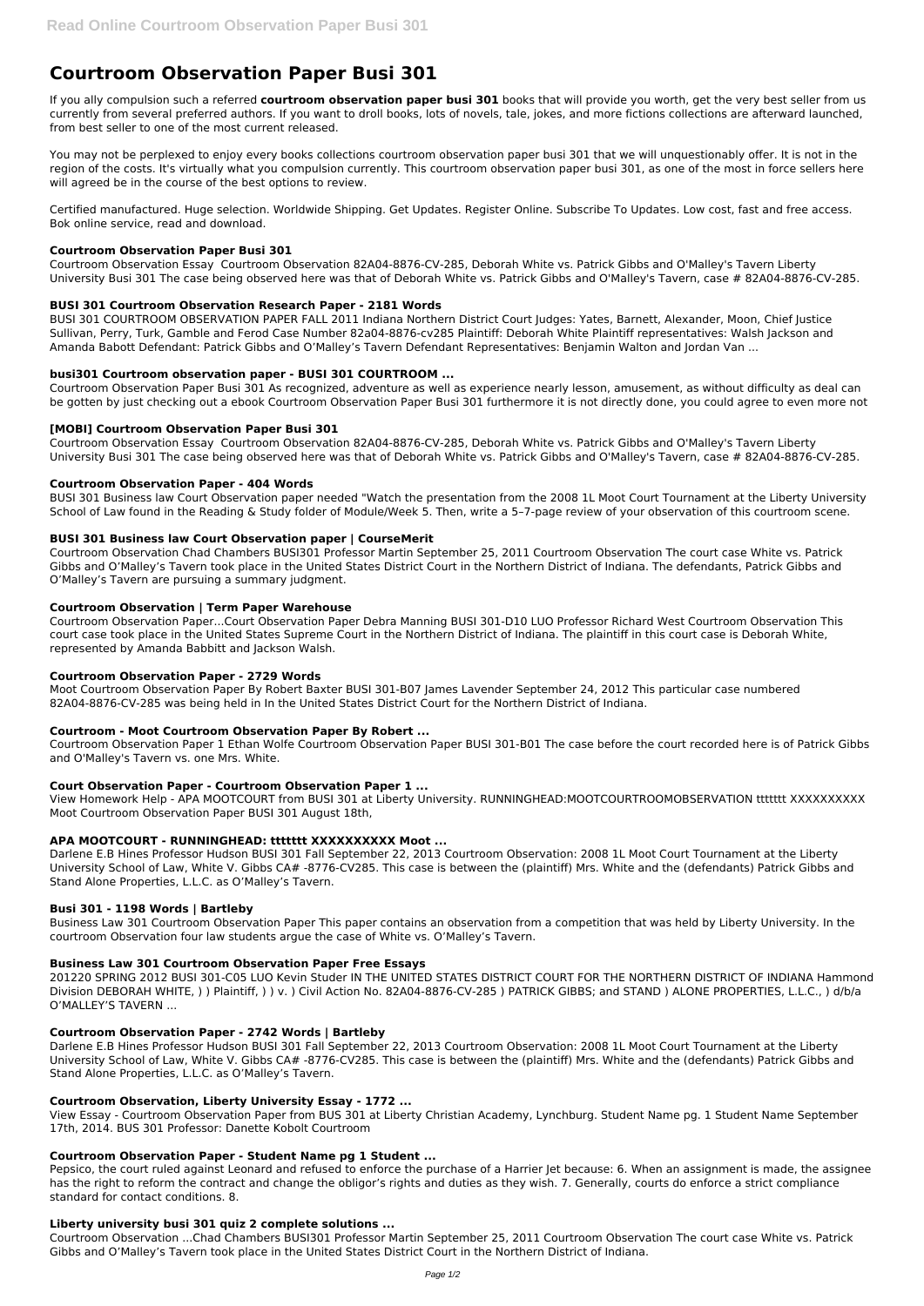# Courtroom Observation Paper Busi 301

If you ally compulsion such a referred **courtroom observation paper busi 301** books that will provide you worth, get the very best seller from us currently from several preferred authors. If you want to droll books, lots of novels, tale, jokes, and more fictions collections are afterward launched, from best seller to one of the most current released.

You may not be perplexed to enjoy every books collections courtroom observation paper busi 301 that we will unquestionably offer. It is not in the region of the costs. It's virtually what you compulsion currently. This courtroom observation paper busi 301, as one of the most in force sellers here will agreed be in the course of the best options to review.

Certified manufactured. Huge selection. Worldwide Shipping. Get Updates. Register Online. Subscribe To Updates. Low cost, fast and free access. Bok online service, read and download.

### Courtroom Observation Paper Busi 301

Courtroom Observation Essay Courtroom Observation 82A04-8876-CV-285, Deborah White vs. Patrick Gibbs and O'Malley's Tavern Liberty University Busi 301 The case being observed here was that of Deborah White vs. Patrick Gibbs and O'Malley's Tavern, case # 82A04-8876-CV-285.

### BUSI 301 Courtroom Observation Research Paper - 2181 Words

BUSI 301 COURTROOM OBSERVATION PAPER FALL 2011 Indiana Northern District Court Judges: Yates, Barnett, Alexander, Moon, Chief Justice Sullivan, Perry, Turk, Gamble and Ferod Case Number 82a04-8876-cv285 Plaintiff: Deborah White Plaintiff representatives: Walsh Jackson and Amanda Babott Defendant: Patrick Gibbs and O'Malley's Tavern Defendant Representatives: Benjamin Walton and Jordan Van ...

### busi301 Courtroom observation paper - BUSI 301 COURTROOM ...

Courtroom Observation Paper Busi 301 As recognized, adventure as well as experience nearly lesson, amusement, as without difficulty as deal can be gotten by just checking out a ebook Courtroom Observation Paper Busi 301 furthermore it is not directly done, you could agree to even more not

### [MOBI] Courtroom Observation Paper Busi 301

Courtroom Observation Essay Courtroom Observation 82A04-8876-CV-285, Deborah White vs. Patrick Gibbs and O'Malley's Tavern Liberty University Busi 301 The case being observed here was that of Deborah White vs. Patrick Gibbs and O'Malley's Tavern, case # 82A04-8876-CV-285.

### Courtroom Observation Paper - 404 Words

BUSI 301 Business law Court Observation paper needed "Watch the presentation from the 2008 1L Moot Court Tournament at the Liberty University School of Law found in the Reading & Study folder of Module/Week 5. Then, write a 5–7-page review of your observation of this courtroom scene.

### BUSI 301 Business law Court Observation paper | CourseMerit

Courtroom Observation Chad Chambers BUSI301 Professor Martin September 25, 2011 Courtroom Observation The court case White vs. Patrick Gibbs and O'Malley's Tavern took place in the United States District Court in the Northern District of Indiana. The defendants, Patrick Gibbs and O'Malley's Tavern are pursuing a summary judgment.

### Courtroom Observation | Term Paper Warehouse

Courtroom Observation Paper...Court Observation Paper Debra Manning BUSI 301-D10 LUO Professor Richard West Courtroom Observation This court case took place in the United States Supreme Court in the Northern District of Indiana. The plaintiff in this court case is Deborah White, represented by Amanda Babbitt and Jackson Walsh.

### Courtroom Observation Paper - 2729 Words

Moot Courtroom Observation Paper By Robert Baxter BUSI 301-B07 James Lavender September 24, 2012 This particular case numbered 82A04-8876-CV-285 was being held in In the United States District Court for the Northern District of Indiana.

### Courtroom - Moot Courtroom Observation Paper By Robert ...

Courtroom Observation Paper 1 Ethan Wolfe Courtroom Observation Paper BUSI 301-B01 The case before the court recorded here is of Patrick Gibbs and O'Malley's Tavern vs. one Mrs. White.

### Court Observation Paper - Courtroom Observation Paper 1 ...

View Homework Help - APA MOOTCOURT from BUSI 301 at Liberty University. RUNNINGHEAD:MOOTCOURTROOMOBSERVATION ttttttt XXXXXXXXXX Moot Courtroom Observation Paper BUSI 301 August 18th,

### APA MOOTCOURT - RUNNINGHEAD: ttttttt XXXXXXXXXX Moot ...

Darlene E.B Hines Professor Hudson BUSI 301 Fall September 22, 2013 Courtroom Observation: 2008 1L Moot Court Tournament at the Liberty University School of Law, White V. Gibbs CA# -8776-CV285. This case is between the (plaintiff) Mrs. White and the (defendants) Patrick Gibbs and Stand Alone Properties, L.L.C. as O'Malley's Tavern.

### Busi 301 - 1198 Words | Bartleby

Business Law 301 Courtroom Observation Paper This paper contains an observation from a competition that was held by Liberty University. In the courtroom Observation four law students argue the case of White vs. O'Malley's Tavern.

### Business Law 301 Courtroom Observation Paper Free Essays

201220 SPRING 2012 BUSI 301-C05 LUO Kevin Studer IN THE UNITED STATES DISTRICT COURT FOR THE NORTHERN DISTRICT OF INDIANA Hammond Division DEBORAH WHITE, ) ) Plaintiff, ) ) v. ) Civil Action No. 82A04-8876-CV-285 ) PATRICK GIBBS; and STAND ) ALONE PROPERTIES, L.L.C., ) d/b/a O'MALLEY'S TAVERN ...

### Courtroom Observation Paper - 2742 Words | Bartleby

Darlene E.B Hines Professor Hudson BUSI 301 Fall September 22, 2013 Courtroom Observation: 2008 1L Moot Court Tournament at the Liberty University School of Law, White V. Gibbs CA# -8776-CV285. This case is between the (plaintiff) Mrs. White and the (defendants) Patrick Gibbs and Stand Alone Properties, L.L.C. as O'Malley's Tavern.

### Courtroom Observation, Liberty University Essay - 1772 ...

View Essay - Courtroom Observation Paper from BUS 301 at Liberty Christian Academy, Lynchburg. Student Name pg. 1 Student Name September 17th, 2014. BUS 301 Professor: Danette Kobolt Courtroom

### Courtroom Observation Paper - Student Name pg 1 Student ...

Pepsico, the court ruled against Leonard and refused to enforce the purchase of a Harrier Jet because: 6. When an assignment is made, the assignee has the right to reform the contract and change the obligor's rights and duties as they wish. 7. Generally, courts do enforce a strict compliance standard for contact conditions. 8.

### Liberty university busi 301 quiz 2 complete solutions ...

Courtroom Observation ...Chad Chambers BUSI301 Professor Martin September 25, 2011 Courtroom Observation The court case White vs. Patrick Gibbs and O'Malley's Tavern took place in the United States District Court in the Northern District of Indiana.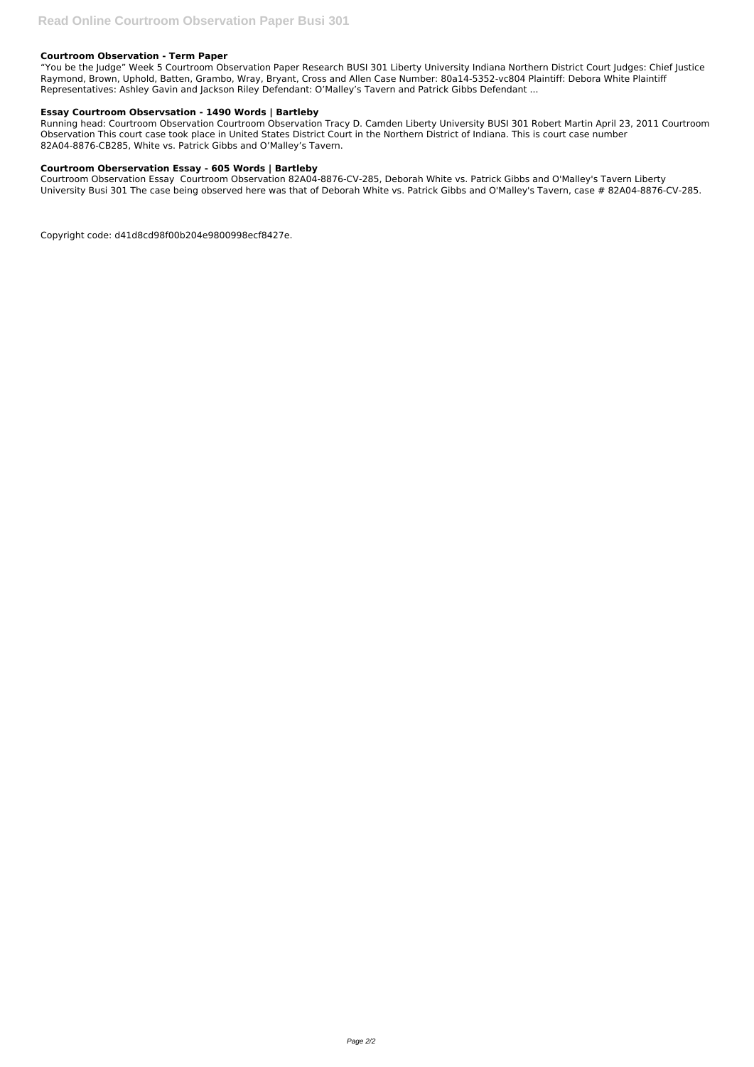### Courtroom Observation - Term Paper

"You be the Judge" Week 5 Courtroom Observation Paper Research BUSI 301 Liberty University Indiana Northern District Court Judges: Chief Justice Raymond, Brown, Uphold, Batten, Grambo, Wray, Bryant, Cross and Allen Case Number: 80a14-5352-vc804 Plaintiff: Debora White Plaintiff Representatives: Ashley Gavin and Jackson Riley Defendant: O'Malley's Tavern and Patrick Gibbs Defendant ...

### Essay Courtroom Observsation - 1490 Words | Bartleby

Running head: Courtroom Observation Courtroom Observation Tracy D. Camden Liberty University BUSI 301 Robert Martin April 23, 2011 Courtroom Observation This court case took place in United States District Court in the Northern District of Indiana. This is court case number 82A04-8876-CB285, White vs. Patrick Gibbs and O'Malley's Tavern.

### Courtroom Oberservation Essay - 605 Words | Bartleby

Courtroom Observation Essay  Courtroom Observation 82A04-8876-CV-285, Deborah White vs. Patrick Gibbs and O'Malley's Tavern Liberty University Busi 301 The case being observed here was that of Deborah White vs. Patrick Gibbs and O'Malley's Tavern, case # 82A04-8876-CV-285.

Copyright code: d41d8cd98f00b204e9800998ecf8427e.